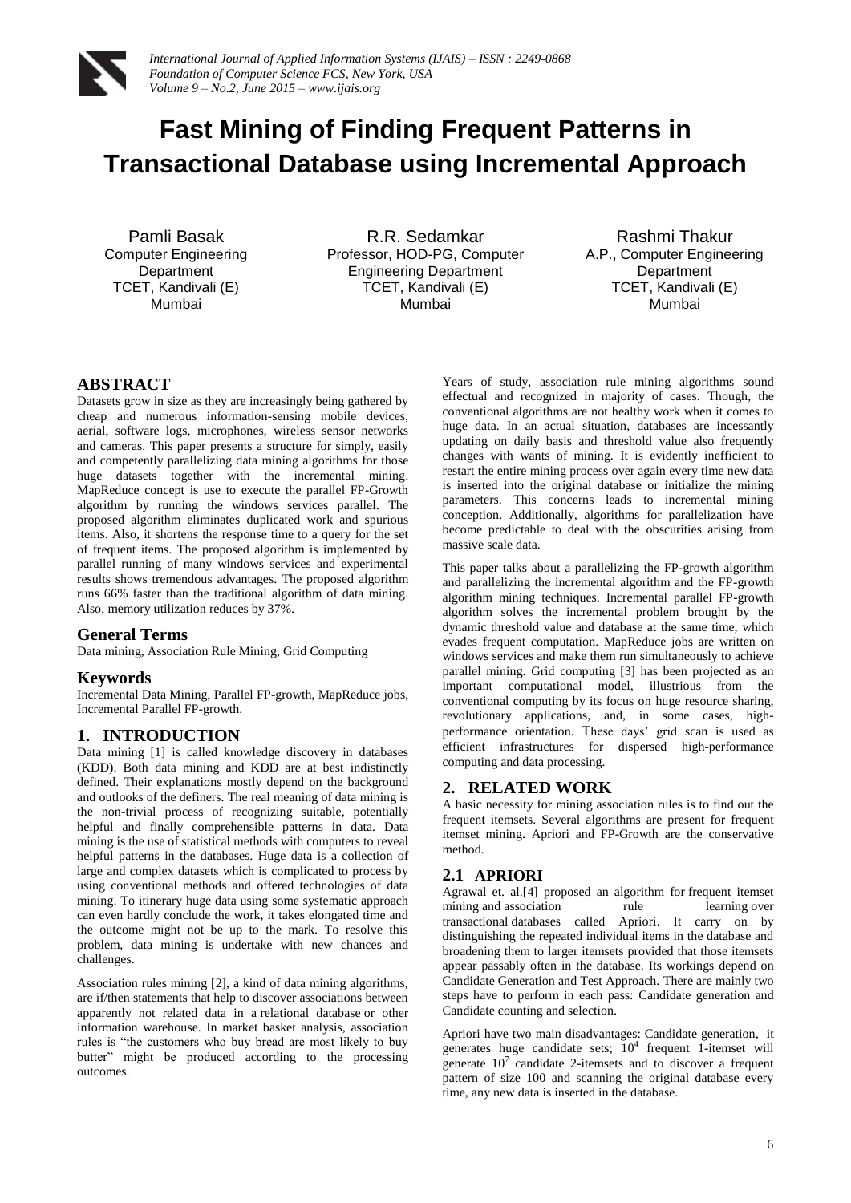# Fast Mining of Finding Frequent Patterns in Transactional Database using Incremental Approach

Pamli Basak
Computer Engineering Department
TCET, Kandivali (E)
Mumbai

R.R. Sedamkar
Professor, HOD-PG, Computer Engineering Department
TCET, Kandivali (E)
Mumbai

Rashmi Thakur
A.P., Computer Engineering Department
TCET, Kandivali (E)
Mumbai

## ABSTRACT

Datasets grow in size as they are increasingly being gathered by cheap and numerous information-sensing mobile devices, aerial, software logs, microphones, wireless sensor networks and cameras. This paper presents a structure for simply, easily and competently parallelizing data mining algorithms for those huge datasets together with the incremental mining. MapReduce concept is use to execute the parallel FP-Growth algorithm by running the windows services parallel. The proposed algorithm eliminates duplicated work and spurious items. Also, it shortens the response time to a query for the set of frequent items. The proposed algorithm is implemented by parallel running of many windows services and experimental results shows tremendous advantages. The proposed algorithm runs 66% faster than the traditional algorithm of data mining. Also, memory utilization reduces by 37%.

### General Terms

Data mining, Association Rule Mining, Grid Computing

### Keywords

Incremental Data Mining, Parallel FP-growth, MapReduce jobs, Incremental Parallel FP-growth.

## 1. INTRODUCTION

Data mining [1] is called knowledge discovery in databases (KDD). Both data mining and KDD are at best indistinctly defined. Their explanations mostly depend on the background and outlooks of the definers. The real meaning of data mining is the non-trivial process of recognizing suitable, potentially helpful and finally comprehensible patterns in data. Data mining is the use of statistical methods with computers to reveal helpful patterns in the databases. Huge data is a collection of large and complex datasets which is complicated to process by using conventional methods and offered technologies of data mining. To itinerary huge data using some systematic approach can even hardly conclude the work, it takes elongated time and the outcome might not be up to the mark. To resolve this problem, data mining is undertake with new chances and challenges.

Association rules mining [2], a kind of data mining algorithms, are if/then statements that help to discover associations between apparently not related data in a relational database or other information warehouse. In market basket analysis, association rules is "the customers who buy bread are most likely to buy butter" might be produced according to the processing outcomes.

Years of study, association rule mining algorithms sound effectual and recognized in majority of cases. Though, the conventional algorithms are not healthy work when it comes to huge data. In an actual situation, databases are incessantly updating on daily basis and threshold value also frequently changes with wants of mining. It is evidently inefficient to restart the entire mining process over again every time new data is inserted into the original database or initialize the mining parameters. This concerns leads to incremental mining conception. Additionally, algorithms for parallelization have become predictable to deal with the obscurities arising from massive scale data.

This paper talks about a parallelizing the FP-growth algorithm and parallelizing the incremental algorithm and the FP-growth algorithm mining techniques. Incremental parallel FP-growth algorithm solves the incremental problem brought by the dynamic threshold value and database at the same time, which evades frequent computation. MapReduce jobs are written on windows services and make them run simultaneously to achieve parallel mining. Grid computing [3] has been projected as an important computational model, illustrious from the conventional computing by its focus on huge resource sharing, revolutionary applications, and, in some cases, high-performance orientation. These days' grid scan is used as efficient infrastructures for dispersed high-performance computing and data processing.

## 2. RELATED WORK

A basic necessity for mining association rules is to find out the frequent itemsets. Several algorithms are present for frequent itemset mining. Apriori and FP-Growth are the conservative method.

### 2.1 APRIORI

Agrawal et. al.[4] proposed an algorithm for frequent itemset mining and association rule learning over transactional databases called Apriori. It carry on by distinguishing the repeated individual items in the database and broadening them to larger itemsets provided that those itemsets appear passably often in the database. Its workings depend on Candidate Generation and Test Approach. There are mainly two steps have to perform in each pass: Candidate generation and Candidate counting and selection.

Apriori have two main disadvantages: Candidate generation, it generates huge candidate sets; $10^4$ frequent 1-itemset will generate $10^7$ candidate 2-itemsets and to discover a frequent pattern of size 100 and scanning the original database every time, any new data is inserted in the database.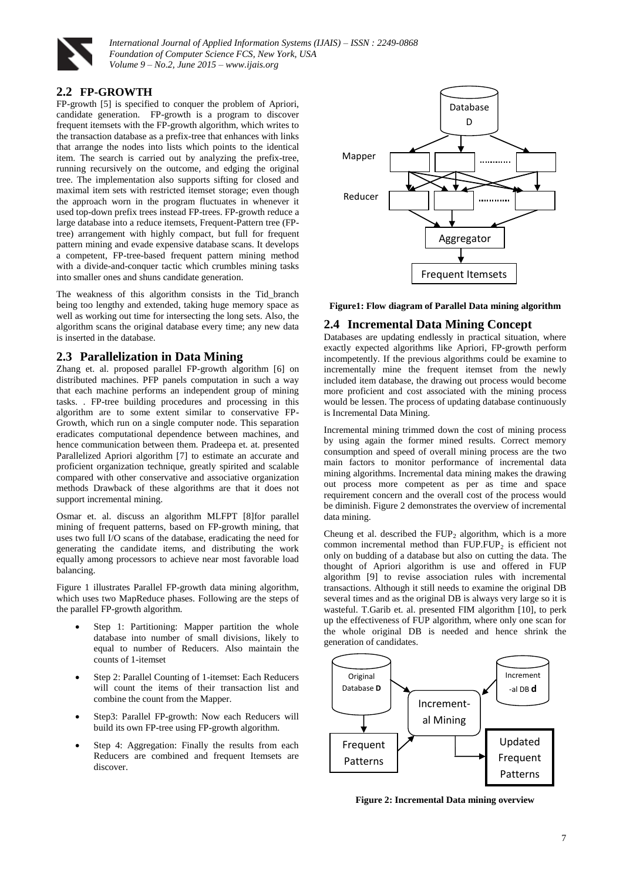## 2.2 FP-GROWTH

FP-growth [5] is specified to conquer the problem of Apriori, candidate generation. FP-growth is a program to discover frequent itemsets with the FP-growth algorithm, which writes to the transaction database as a prefix-tree that enhances with links that arrange the nodes into lists which points to the identical item. The search is carried out by analyzing the prefix-tree, running recursively on the outcome, and edging the original tree. The implementation also supports sifting for closed and maximal item sets with restricted itemset storage; even though the approach worn in the program fluctuates in whenever it used top-down prefix trees instead FP-trees. FP-growth reduce a large database into a reduce itemsets, Frequent-Pattern tree (FP-tree) arrangement with highly compact, but full for frequent pattern mining and evade expensive database scans. It develops a competent, FP-tree-based frequent pattern mining method with a divide-and-conquer tactic which crumbles mining tasks into smaller ones and shuns candidate generation.

The weakness of this algorithm consists in the Tid_branch being too lengthy and extended, taking huge memory space as well as working out time for intersecting the long sets. Also, the algorithm scans the original database every time; any new data is inserted in the database.

## 2.3 Parallelization in Data Mining

Zhang et. al. proposed parallel FP-growth algorithm [6] on distributed machines. PFP panels computation in such a way that each machine performs an independent group of mining tasks. . FP-tree building procedures and processing in this algorithm are to some extent similar to conservative FP-Growth, which run on a single computer node. This separation eradicates computational dependence between machines, and hence communication between them. Pradeepa et. at. presented Parallelized Apriori algorithm [7] to estimate an accurate and proficient organization technique, greatly spirited and scalable compared with other conservative and associative organization methods Drawback of these algorithms are that it does not support incremental mining.

Osmar et. al. discuss an algorithm MLFPT [8]for parallel mining of frequent patterns, based on FP-growth mining, that uses two full I/O scans of the database, eradicating the need for generating the candidate items, and distributing the work equally among processors to achieve near most favorable load balancing.

Figure 1 illustrates Parallel FP-growth data mining algorithm, which uses two MapReduce phases. Following are the steps of the parallel FP-growth algorithm.

- Step 1: Partitioning: Mapper partition the whole database into number of small divisions, likely to equal to number of Reducers. Also maintain the counts of 1-itemset
- Step 2: Parallel Counting of 1-itemset: Each Reducers will count the items of their transaction list and combine the count from the Mapper.
- Step3: Parallel FP-growth: Now each Reducers will build its own FP-tree using FP-growth algorithm.
- Step 4: Aggregation: Finally the results from each Reducers are combined and frequent Itemsets are discover.

**Figure1: Flow diagram of Parallel Data mining algorithm**

## 2.4 Incremental Data Mining Concept

Databases are updating endlessly in practical situation, where exactly expected algorithms like Apriori, FP-growth perform incompetently. If the previous algorithms could be examine to incrementally mine the frequent itemset from the newly included item database, the drawing out process would become more proficient and cost associated with the mining process would be lessen. The process of updating database continuously is Incremental Data Mining.

Incremental mining trimmed down the cost of mining process by using again the former mined results. Correct memory consumption and speed of overall mining process are the two main factors to monitor performance of incremental data mining algorithms. Incremental data mining makes the drawing out process more competent as per as time and space requirement concern and the overall cost of the process would be diminish. Figure 2 demonstrates the overview of incremental data mining.

Cheung et al. described the $FUP_2$ algorithm, which is a more common incremental method than FUP.$FUP_2$ is efficient not only on budding of a database but also on cutting the data. The thought of Apriori algorithm is use and offered in FUP algorithm [9] to revise association rules with incremental transactions. Although it still needs to examine the original DB several times and as the original DB is always very large so it is wasteful. T.Garib et. al. presented FIM algorithm [10], to perk up the effectiveness of FUP algorithm, where only one scan for the whole original DB is needed and hence shrink the generation of candidates.

**Figure 2: Incremental Data mining overview**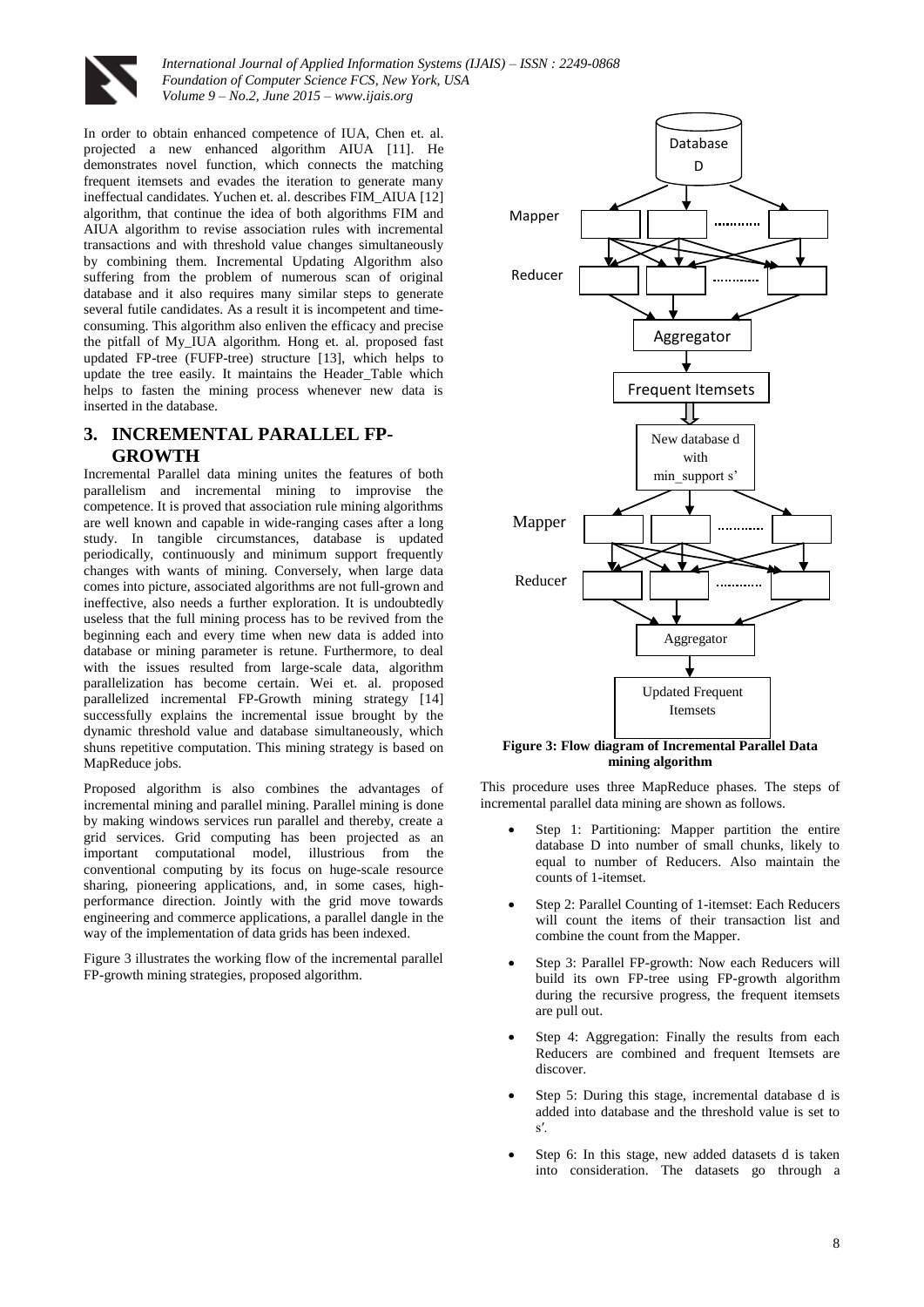In order to obtain enhanced competence of IUA, Chen et. al. projected a new enhanced algorithm AIUA [11]. He demonstrates novel function, which connects the matching frequent itemsets and evades the iteration to generate many ineffectual candidates. Yuchen et. al. describes FIM_AIUA [12] algorithm, that continue the idea of both algorithms FIM and AIUA algorithm to revise association rules with incremental transactions and with threshold value changes simultaneously by combining them. Incremental Updating Algorithm also suffering from the problem of numerous scan of original database and it also requires many similar steps to generate several futile candidates. As a result it is incompetent and time-consuming. This algorithm also enliven the efficacy and precise the pitfall of My_IUA algorithm. Hong et. al. proposed fast updated FP-tree (FUFP-tree) structure [13], which helps to update the tree easily. It maintains the Header_Table which helps to fasten the mining process whenever new data is inserted in the database.

## 3. INCREMENTAL PARALLEL FP-GROWTH

Incremental Parallel data mining unites the features of both parallelism and incremental mining to improvise the competence. It is proved that association rule mining algorithms are well known and capable in wide-ranging cases after a long study. In tangible circumstances, database is updated periodically, continuously and minimum support frequently changes with wants of mining. Conversely, when large data comes into picture, associated algorithms are not full-grown and ineffective, also needs a further exploration. It is undoubtedly useless that the full mining process has to be revived from the beginning each and every time when new data is added into database or mining parameter is retune. Furthermore, to deal with the issues resulted from large-scale data, algorithm parallelization has become certain. Wei et. al. proposed parallelized incremental FP-Growth mining strategy [14] successfully explains the incremental issue brought by the dynamic threshold value and database simultaneously, which shuns repetitive computation. This mining strategy is based on MapReduce jobs.

Proposed algorithm is also combines the advantages of incremental mining and parallel mining. Parallel mining is done by making windows services run parallel and thereby, create a grid services. Grid computing has been projected as an important computational model, illustrious from the conventional computing by its focus on huge-scale resource sharing, pioneering applications, and, in some cases, high-performance direction. Jointly with the grid move towards engineering and commerce applications, a parallel dangle in the way of the implementation of data grids has been indexed.

Figure 3 illustrates the working flow of the incremental parallel FP-growth mining strategies, proposed algorithm.

Database D

Mapper

Reducer

Aggregator

Frequent Itemsets

New database d with min_support s'

Mapper

Reducer

Aggregator

Updated Frequent Itemsets

**Figure 3: Flow diagram of Incremental Parallel Data mining algorithm**

This procedure uses three MapReduce phases. The steps of incremental parallel data mining are shown as follows.

- Step 1: Partitioning: Mapper partition the entire database D into number of small chunks, likely to equal to number of Reducers. Also maintain the counts of 1-itemset.
- Step 2: Parallel Counting of 1-itemset: Each Reducers will count the items of their transaction list and combine the count from the Mapper.
- Step 3: Parallel FP-growth: Now each Reducers will build its own FP-tree using FP-growth algorithm during the recursive progress, the frequent itemsets are pull out.
- Step 4: Aggregation: Finally the results from each Reducers are combined and frequent Itemsets are discover.
- Step 5: During this stage, incremental database d is added into database and the threshold value is set to s′.
- Step 6: In this stage, new added datasets d is taken into consideration. The datasets go through a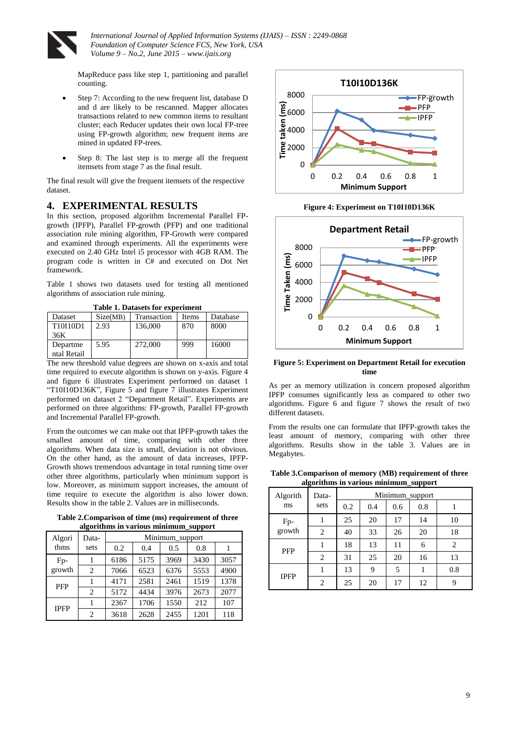MapReduce pass like step 1, partitioning and parallel counting.

- Step 7: According to the new frequent list, database D and d are likely to be rescanned. Mapper allocates transactions related to new common items to resultant cluster; each Reducer updates their own local FP-tree using FP-growth algorithm; new frequent items are mined in updated FP-trees.
- Step 8: The last step is to merge all the frequent itemsets from stage 7 as the final result.

The final result will give the frequent itemsets of the respective dataset.

## 4. EXPERIMENTAL RESULTS

In this section, proposed algorithm Incremental Parallel FP-growth (IPFP), Parallel FP-growth (PFP) and one traditional association rule mining algorithm, FP-Growth were compared and examined through experiments. All the experiments were executed on 2.40 GHz Intel i5 processor with 4GB RAM. The program code is written in C# and executed on Dot Net framework.

Table 1 shows two datasets used for testing all mentioned algorithms of association rule mining.

**Table 1. Datasets for experiment**

| Dataset | Size(MB) | Transaction | Items | Database |
|---|---|---|---|---|
| T10I10D136K | 2.93 | 136,000 | 870 | 8000 |
| Department Retail | 5.95 | 272,000 | 999 | 16000 |

The new threshold value degrees are shown on x-axis and total time required to execute algorithm is shown on y-axis. Figure 4 and figure 6 illustrates Experiment performed on dataset 1 "T10I10D136K", Figure 5 and figure 7 illustrates Experiment performed on dataset 2 "Department Retail". Experiments are performed on three algorithms: FP-growth, Parallel FP-growth and Incremental Parallel FP-growth.

From the outcomes we can make out that IPFP-growth takes the smallest amount of time, comparing with other three algorithms. When data size is small, deviation is not obvious. On the other hand, as the amount of data increases, IPFP-Growth shows tremendous advantage in total running time over other three algorithms, particularly when minimum support is low. Moreover, as minimum support increases, the amount of time require to execute the algorithm is also lower down. Results show in the table 2. Values are in milliseconds.

**Table 2.Comparison of time (ms) requirement of three algorithms in various minimum_support**

| Algorithms | Data-sets | Minimum_support | | | | |
|---|---|---|---|---|---|---|
| | | 0.2 | 0.4 | 0.5 | 0.8 | 1 |
| Fp-growth | 1 | 6186 | 5175 | 3969 | 3430 | 3057 |
| | 2 | 7066 | 6523 | 6376 | 5553 | 4900 |
| PFP | 1 | 4171 | 2581 | 2461 | 1519 | 1378 |
| | 2 | 5172 | 4434 | 3976 | 2673 | 2077 |
| IPFP | 1 | 2367 | 1706 | 1550 | 212 | 107 |
| | 2 | 3618 | 2628 | 2455 | 1201 | 118 |

**Figure 4: Experiment on T10I10D136K**

**Figure 5: Experiment on Department Retail for execution time**

As per as memory utilization is concern proposed algorithm IPFP consumes significantly less as compared to other two algorithms. Figure 6 and figure 7 shows the result of two different datasets.

From the results one can formulate that IPFP-growth takes the least amount of memory, comparing with other three algorithms. Results show in the table 3. Values are in Megabytes.

**Table 3.Comparison of memory (MB) requirement of three algorithms in various minimum_support**

| Algorithms | Data-sets | Minimum_support | | | | |
|---|---|---|---|---|---|---|
| | | 0.2 | 0.4 | 0.6 | 0.8 | 1 |
| Fp-growth | 1 | 25 | 20 | 17 | 14 | 10 |
| | 2 | 40 | 33 | 26 | 20 | 18 |
| PFP | 1 | 18 | 13 | 11 | 6 | 2 |
| | 2 | 31 | 25 | 20 | 16 | 13 |
| IPFP | 1 | 13 | 9 | 5 | 1 | 0.8 |
| | 2 | 25 | 20 | 17 | 12 | 9 |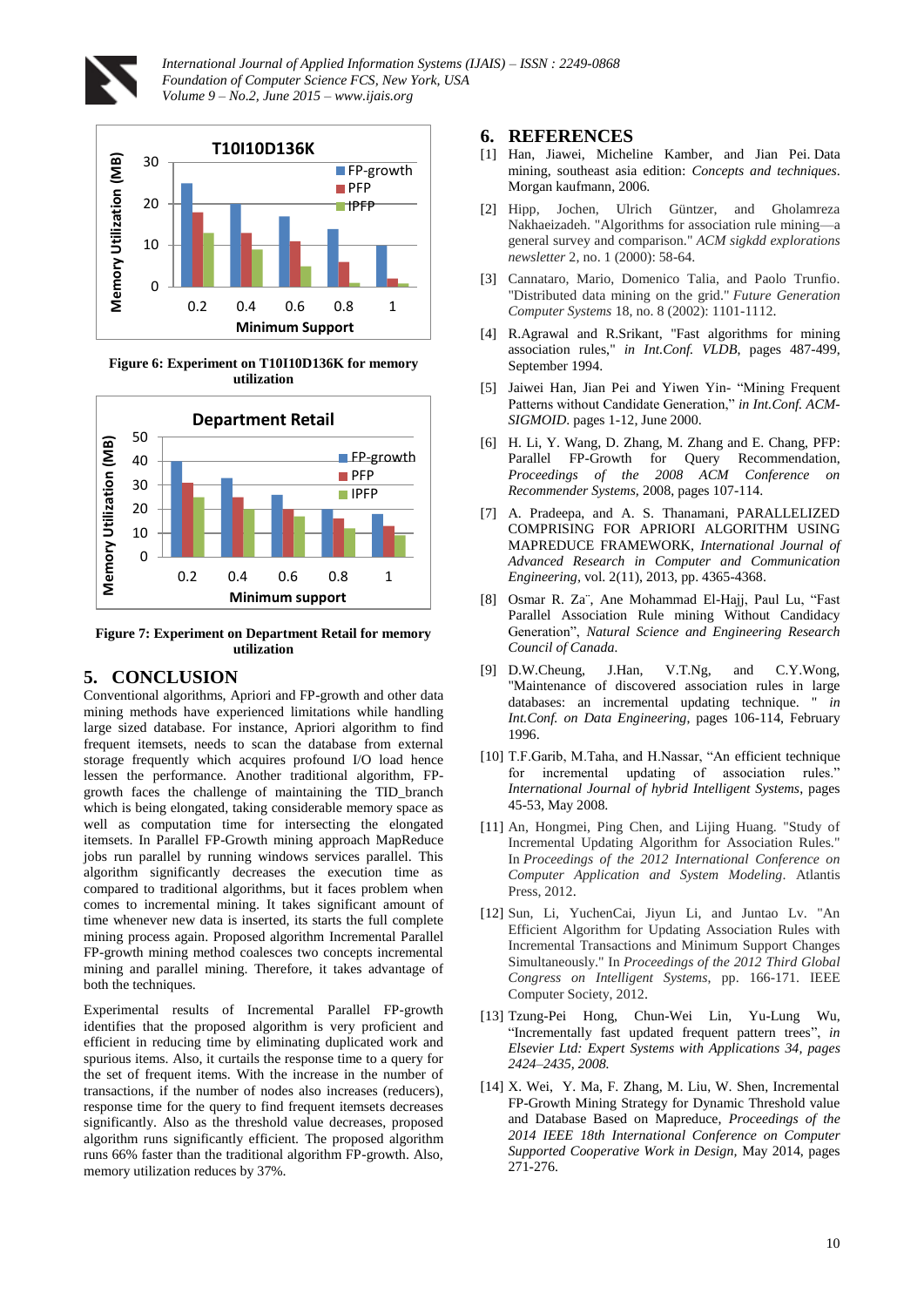T10I10D136K

Memory Utilization (MB)

30

20

10

0

0.2 0.4 0.6 0.8 1

Minimum Support

FP-growth
PFP
IPFP

**Figure 6: Experiment on T10I10D136K for memory utilization**

Department Retail

Memory Utilization (MB)

50

40

30

20

10

0

0.2 0.4 0.6 0.8 1

Minimum support

FP-growth
PFP
IPFP

**Figure 7: Experiment on Department Retail for memory utilization**

## 5. CONCLUSION

Conventional algorithms, Apriori and FP-growth and other data mining methods have experienced limitations while handling large sized database. For instance, Apriori algorithm to find frequent itemsets, needs to scan the database from external storage frequently which acquires profound I/O load hence lessen the performance. Another traditional algorithm, FP-growth faces the challenge of maintaining the TID_branch which is being elongated, taking considerable memory space as well as computation time for intersecting the elongated itemsets. In Parallel FP-Growth mining approach MapReduce jobs run parallel by running windows services parallel. This algorithm significantly decreases the execution time as compared to traditional algorithms, but it faces problem when comes to incremental mining. It takes significant amount of time whenever new data is inserted, its starts the full complete mining process again. Proposed algorithm Incremental Parallel FP-growth mining method coalesces two concepts incremental mining and parallel mining. Therefore, it takes advantage of both the techniques.

Experimental results of Incremental Parallel FP-growth identifies that the proposed algorithm is very proficient and efficient in reducing time by eliminating duplicated work and spurious items. Also, it curtails the response time to a query for the set of frequent items. With the increase in the number of transactions, if the number of nodes also increases (reducers), response time for the query to find frequent itemsets decreases significantly. Also as the threshold value decreases, proposed algorithm runs significantly efficient. The proposed algorithm runs 66% faster than the traditional algorithm FP-growth. Also, memory utilization reduces by 37%.

## 6. REFERENCES

[1] Han, Jiawei, Micheline Kamber, and Jian Pei. Data mining, southeast asia edition: *Concepts and techniques*. Morgan kaufmann, 2006.

[2] Hipp, Jochen, Ulrich Güntzer, and Gholamreza Nakhaeizadeh. "Algorithms for association rule mining—a general survey and comparison." *ACM sigkdd explorations newsletter* 2, no. 1 (2000): 58-64.

[3] Cannataro, Mario, Domenico Talia, and Paolo Trunfio. "Distributed data mining on the grid." *Future Generation Computer Systems* 18, no. 8 (2002): 1101-1112.

[4] R.Agrawal and R.Srikant, "Fast algorithms for mining association rules," *in Int.Conf. VLDB*, pages 487-499, September 1994.

[5] Jaiwei Han, Jian Pei and Yiwen Yin- "Mining Frequent Patterns without Candidate Generation," *in Int.Conf. ACM-SIGMOID*. pages 1-12, June 2000.

[6] H. Li, Y. Wang, D. Zhang, M. Zhang and E. Chang, PFP: Parallel FP-Growth for Query Recommendation, *Proceedings of the 2008 ACM Conference on Recommender Systems*, 2008, pages 107-114.

[7] A. Pradeepa, and A. S. Thanamani, PARALLELIZED COMPRISING FOR APRIORI ALGORITHM USING MAPREDUCE FRAMEWORK, *International Journal of Advanced Research in Computer and Communication Engineering*, vol. 2(11), 2013, pp. 4365-4368.

[8] Osmar R. Za¨, Ane Mohammad El-Hajj, Paul Lu, "Fast Parallel Association Rule mining Without Candidacy Generation", *Natural Science and Engineering Research Council of Canada.*

[9] D.W.Cheung, J.Han, V.T.Ng, and C.Y.Wong, "Maintenance of discovered association rules in large databases: an incremental updating technique. " *in Int.Conf. on Data Engineering*, pages 106-114, February 1996.

[10] T.F.Garib, M.Taha, and H.Nassar, "An efficient technique for incremental updating of association rules." *International Journal of hybrid Intelligent Systems*, pages 45-53, May 2008.

[11] An, Hongmei, Ping Chen, and Lijing Huang. "Study of Incremental Updating Algorithm for Association Rules." In *Proceedings of the 2012 International Conference on Computer Application and System Modeling*. Atlantis Press, 2012.

[12] Sun, Li, YuchenCai, Jiyun Li, and Juntao Lv. "An Efficient Algorithm for Updating Association Rules with Incremental Transactions and Minimum Support Changes Simultaneously." In *Proceedings of the 2012 Third Global Congress on Intelligent Systems*, pp. 166-171. IEEE Computer Society, 2012.

[13] Tzung-Pei Hong, Chun-Wei Lin, Yu-Lung Wu, "Incrementally fast updated frequent pattern trees", *in Elsevier Ltd: Expert Systems with Applications 34, pages 2424–2435, 2008.*

[14] X. Wei, Y. Ma, F. Zhang, M. Liu, W. Shen, Incremental FP-Growth Mining Strategy for Dynamic Threshold value and Database Based on Mapreduce, *Proceedings of the 2014 IEEE 18th International Conference on Computer Supported Cooperative Work in Design*, May 2014, pages 271-276.